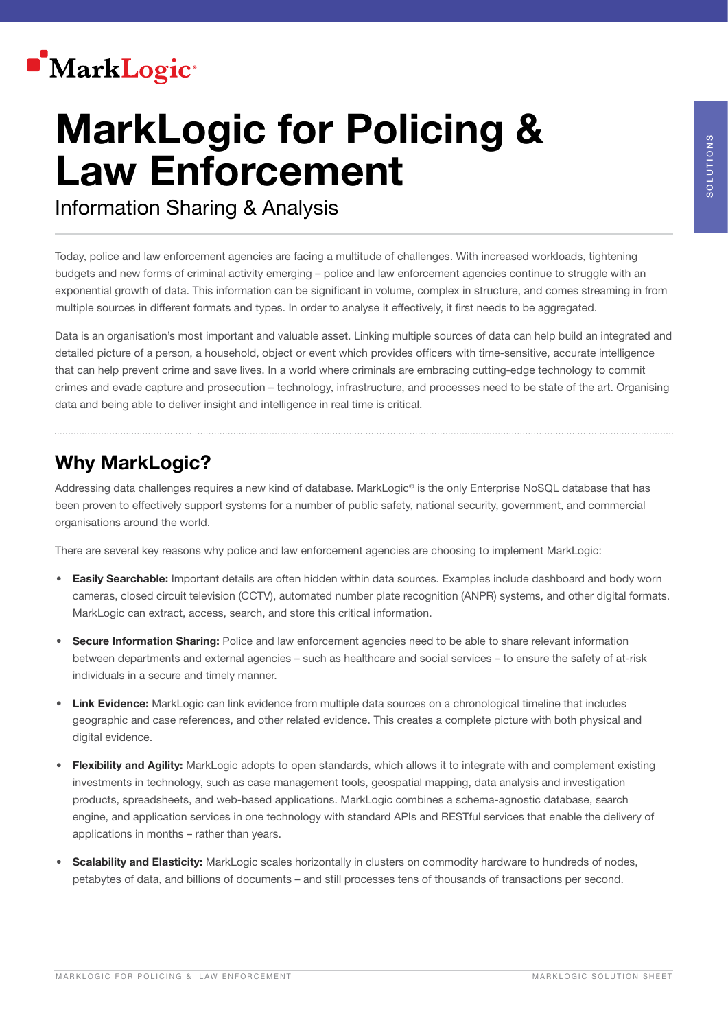# MarkLogic for Policing & Law Enforcement

Information Sharing & Analysis

Today, police and law enforcement agencies are facing a multitude of challenges. With increased workloads, tightening budgets and new forms of criminal activity emerging – police and law enforcement agencies continue to struggle with an exponential growth of data. This information can be significant in volume, complex in structure, and comes streaming in from multiple sources in different formats and types. In order to analyse it effectively, it first needs to be aggregated.

Data is an organisation's most important and valuable asset. Linking multiple sources of data can help build an integrated and detailed picture of a person, a household, object or event which provides officers with time-sensitive, accurate intelligence that can help prevent crime and save lives. In a world where criminals are embracing cutting-edge technology to commit crimes and evade capture and prosecution – technology, infrastructure, and processes need to be state of the art. Organising data and being able to deliver insight and intelligence in real time is critical.

## Why MarkLogic?

Addressing data challenges requires a new kind of database. MarkLogic® is the only Enterprise NoSQL database that has been proven to effectively support systems for a number of public safety, national security, government, and commercial organisations around the world.

There are several key reasons why police and law enforcement agencies are choosing to implement MarkLogic:

- **Easily Searchable:** Important details are often hidden within data sources. Examples include dashboard and body worn cameras, closed circuit television (CCTV), automated number plate recognition (ANPR) systems, and other digital formats. MarkLogic can extract, access, search, and store this critical information.
- **Secure Information Sharing:** Police and law enforcement agencies need to be able to share relevant information between departments and external agencies – such as healthcare and social services – to ensure the safety of at-risk individuals in a secure and timely manner.
- **Link Evidence:** MarkLogic can link evidence from multiple data sources on a chronological timeline that includes geographic and case references, and other related evidence. This creates a complete picture with both physical and digital evidence.
- **Flexibility and Agility:** MarkLogic adopts to open standards, which allows it to integrate with and complement existing investments in technology, such as case management tools, geospatial mapping, data analysis and investigation products, spreadsheets, and web-based applications. MarkLogic combines a schema-agnostic database, search engine, and application services in one technology with standard APIs and RESTful services that enable the delivery of applications in months – rather than years.
- **Scalability and Elasticity:** MarkLogic scales horizontally in clusters on commodity hardware to hundreds of nodes, petabytes of data, and billions of documents – and still processes tens of thousands of transactions per second.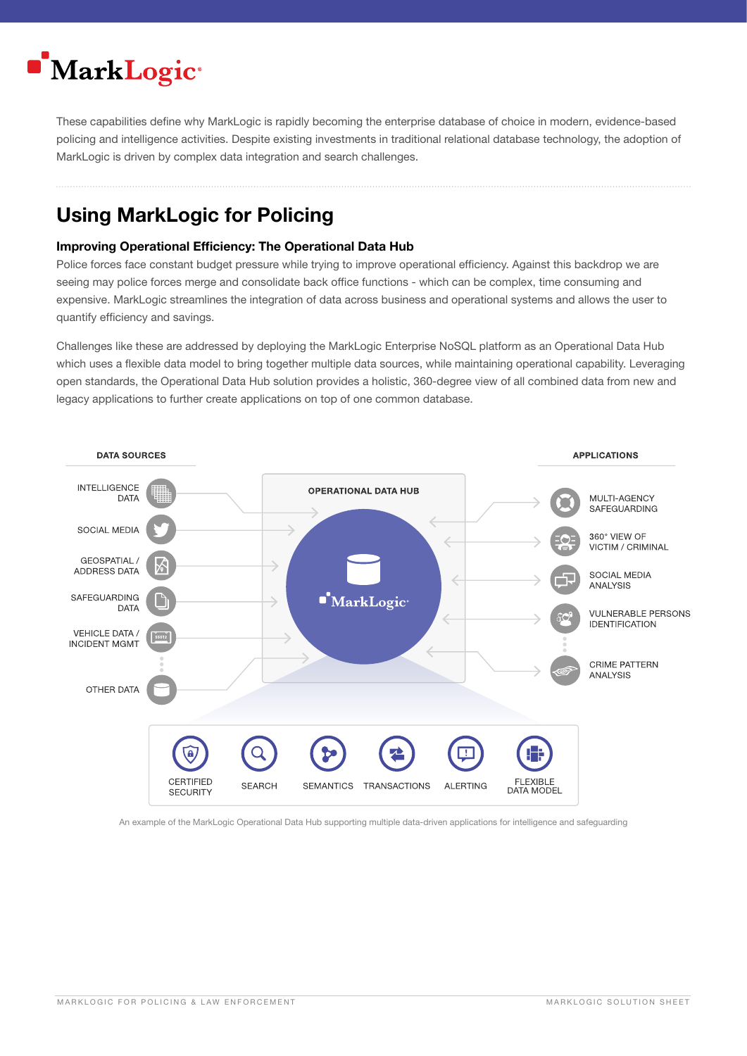These capabilities define why MarkLogic is rapidly becoming the enterprise database of choice in modern, evidence-based policing and intelligence activities. Despite existing investments in traditional relational database technology, the adoption of MarkLogic is driven by complex data integration and search challenges.

## Using MarkLogic for Policing

### Improving Operational Efficiency: The Operational Data Hub

Police forces face constant budget pressure while trying to improve operational efficiency. Against this backdrop we are seeing may police forces merge and consolidate back office functions - which can be complex, time consuming and expensive. MarkLogic streamlines the integration of data across business and operational systems and allows the user to quantify efficiency and savings.

Challenges like these are addressed by deploying the MarkLogic Enterprise NoSQL platform as an Operational Data Hub which uses a flexible data model to bring together multiple data sources, while maintaining operational capability. Leveraging open standards, the Operational Data Hub solution provides a holistic, 360-degree view of all combined data from new and legacy applications to further create applications on top of one common database.

DATA SOURCES: INTELLIGENCE DATA; SOCIAL MEDIA; GEOSPATIAL / ADDRESS DATA; SAFEGUARDING DATA; VEHICLE DATA / INCIDENT MGMT; OTHER DATA

OPERATIONAL DATA HUB: MarkLogic

APPLICATIONS: MULTI-AGENCY SAFEGUARDING; 360° VIEW OF VICTIM / CRIMINAL; SOCIAL MEDIA ANALYSIS; VULNERABLE PERSONS IDENTIFICATION; CRIME PATTERN ANALYSIS

CERTIFIED SECURITY · SEARCH · SEMANTICS · TRANSACTIONS · ALERTING · FLEXIBLE DATA MODEL

An example of the MarkLogic Operational Data Hub supporting multiple data-driven applications for intelligence and safeguarding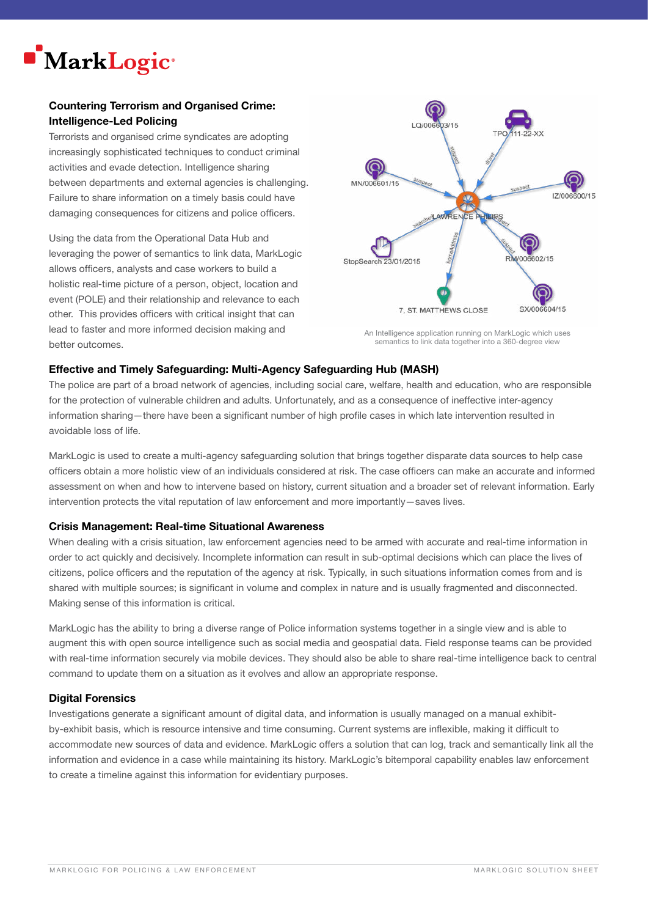## Countering Terrorism and Organised Crime: Intelligence-Led Policing

Terrorists and organised crime syndicates are adopting increasingly sophisticated techniques to conduct criminal activities and evade detection. Intelligence sharing between departments and external agencies is challenging. Failure to share information on a timely basis could have damaging consequences for citizens and police officers.

Using the data from the Operational Data Hub and leveraging the power of semantics to link data, MarkLogic allows officers, analysts and case workers to build a holistic real-time picture of a person, object, location and event (POLE) and their relationship and relevance to each other. This provides officers with critical insight that can lead to faster and more informed decision making and better outcomes.

An Intelligence application running on MarkLogic which uses semantics to link data together into a 360-degree view

## Effective and Timely Safeguarding: Multi-Agency Safeguarding Hub (MASH)

The police are part of a broad network of agencies, including social care, welfare, health and education, who are responsible for the protection of vulnerable children and adults. Unfortunately, and as a consequence of ineffective inter-agency information sharing—there have been a significant number of high profile cases in which late intervention resulted in avoidable loss of life.

MarkLogic is used to create a multi-agency safeguarding solution that brings together disparate data sources to help case officers obtain a more holistic view of an individuals considered at risk. The case officers can make an accurate and informed assessment on when and how to intervene based on history, current situation and a broader set of relevant information. Early intervention protects the vital reputation of law enforcement and more importantly—saves lives.

## Crisis Management: Real-time Situational Awareness

When dealing with a crisis situation, law enforcement agencies need to be armed with accurate and real-time information in order to act quickly and decisively. Incomplete information can result in sub-optimal decisions which can place the lives of citizens, police officers and the reputation of the agency at risk. Typically, in such situations information comes from and is shared with multiple sources; is significant in volume and complex in nature and is usually fragmented and disconnected. Making sense of this information is critical.

MarkLogic has the ability to bring a diverse range of Police information systems together in a single view and is able to augment this with open source intelligence such as social media and geospatial data. Field response teams can be provided with real-time information securely via mobile devices. They should also be able to share real-time intelligence back to central command to update them on a situation as it evolves and allow an appropriate response.

## Digital Forensics

Investigations generate a significant amount of digital data, and information is usually managed on a manual exhibit-by-exhibit basis, which is resource intensive and time consuming. Current systems are inflexible, making it difficult to accommodate new sources of data and evidence. MarkLogic offers a solution that can log, track and semantically link all the information and evidence in a case while maintaining its history. MarkLogic's bitemporal capability enables law enforcement to create a timeline against this information for evidentiary purposes.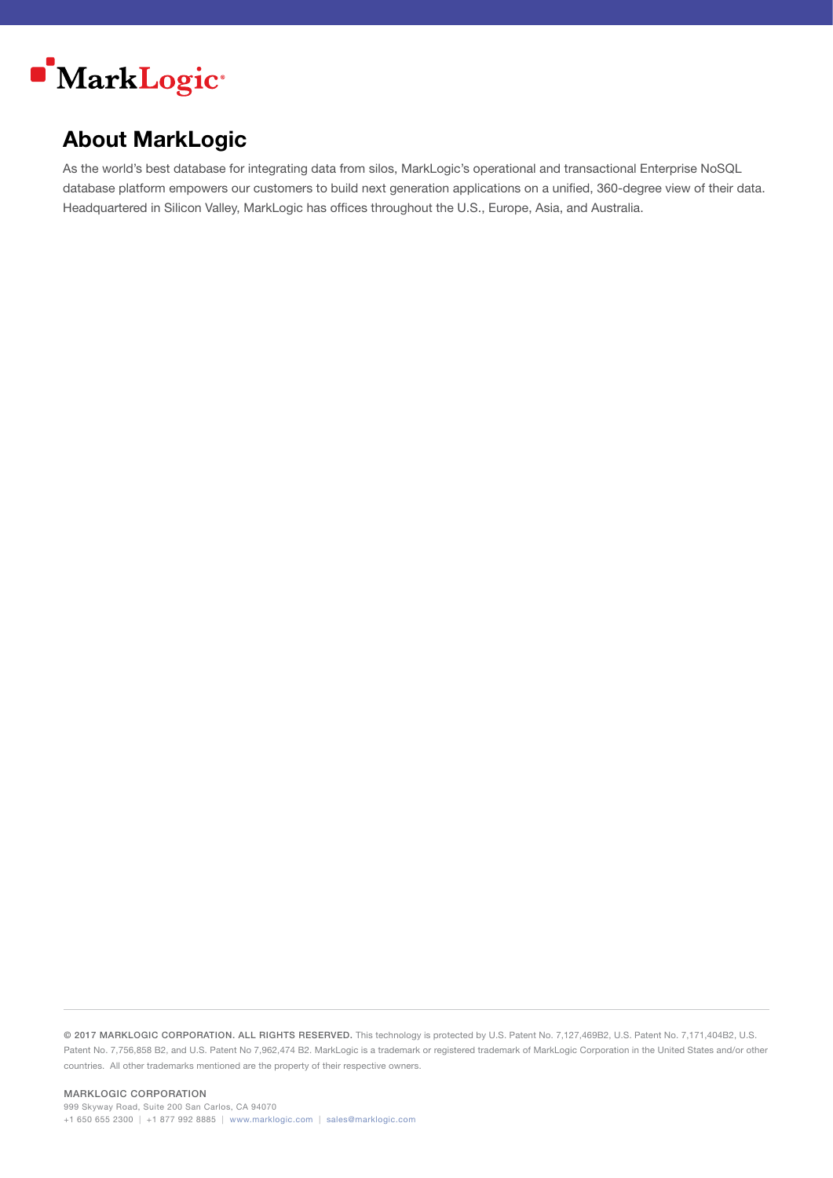MarkLogic®

## About MarkLogic

As the world's best database for integrating data from silos, MarkLogic's operational and transactional Enterprise NoSQL database platform empowers our customers to build next generation applications on a unified, 360-degree view of their data. Headquartered in Silicon Valley, MarkLogic has offices throughout the U.S., Europe, Asia, and Australia.

**© 2017 MARKLOGIC CORPORATION. ALL RIGHTS RESERVED.** This technology is protected by U.S. Patent No. 7,127,469B2, U.S. Patent No. 7,171,404B2, U.S. Patent No. 7,756,858 B2, and U.S. Patent No 7,962,474 B2. MarkLogic is a trademark or registered trademark of MarkLogic Corporation in the United States and/or other countries. All other trademarks mentioned are the property of their respective owners.

MARKLOGIC CORPORATION
999 Skyway Road, Suite 200 San Carlos, CA 94070
+1 650 655 2300 | +1 877 992 8885 | www.marklogic.com | sales@marklogic.com